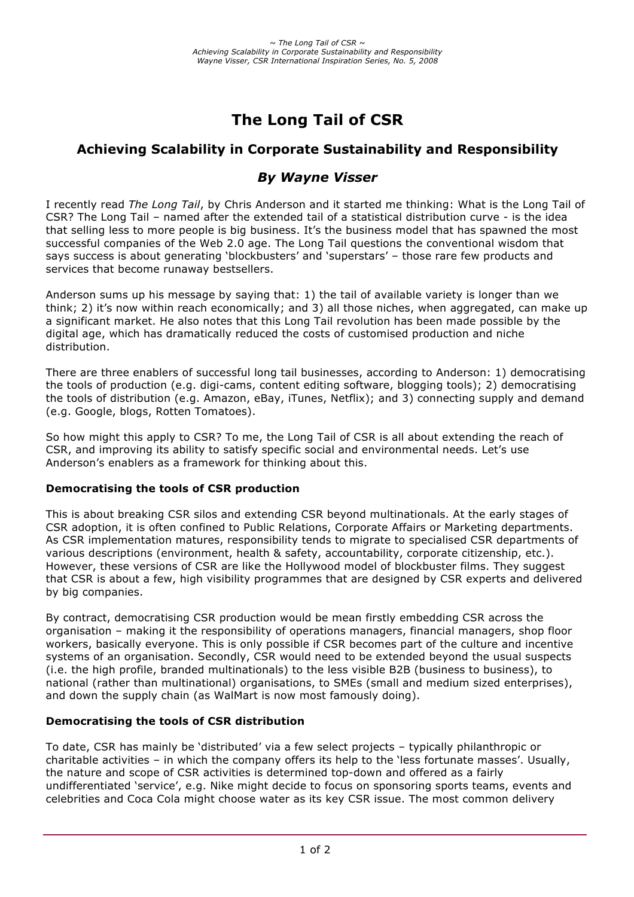# The Long Tail of CSR

## Achieving Scalability in Corporate Sustainability and Responsibility

### *By Wayne Visser*

I recently read *The Long Tail*, by Chris Anderson and it started me thinking: What is the Long Tail of CSR? The Long Tail – named after the extended tail of a statistical distribution curve - is the idea that selling less to more people is big business. It's the business model that has spawned the most successful companies of the Web 2.0 age. The Long Tail questions the conventional wisdom that says success is about generating 'blockbusters' and 'superstars' – those rare few products and services that become runaway bestsellers.

Anderson sums up his message by saying that: 1) the tail of available variety is longer than we think; 2) it's now within reach economically; and 3) all those niches, when aggregated, can make up a significant market. He also notes that this Long Tail revolution has been made possible by the digital age, which has dramatically reduced the costs of customised production and niche distribution.

There are three enablers of successful long tail businesses, according to Anderson: 1) democratising the tools of production (e.g. digi-cams, content editing software, blogging tools); 2) democratising the tools of distribution (e.g. Amazon, eBay, iTunes, Netflix); and 3) connecting supply and demand (e.g. Google, blogs, Rotten Tomatoes).

So how might this apply to CSR? To me, the Long Tail of CSR is all about extending the reach of CSR, and improving its ability to satisfy specific social and environmental needs. Let's use Anderson's enablers as a framework for thinking about this.

**Democratising the tools of CSR production**

This is about breaking CSR silos and extending CSR beyond multinationals. At the early stages of CSR adoption, it is often confined to Public Relations, Corporate Affairs or Marketing departments. As CSR implementation matures, responsibility tends to migrate to specialised CSR departments of various descriptions (environment, health & safety, accountability, corporate citizenship, etc.). However, these versions of CSR are like the Hollywood model of blockbuster films. They suggest that CSR is about a few, high visibility programmes that are designed by CSR experts and delivered by big companies.

By contract, democratising CSR production would be mean firstly embedding CSR across the organisation – making it the responsibility of operations managers, financial managers, shop floor workers, basically everyone. This is only possible if CSR becomes part of the culture and incentive systems of an organisation. Secondly, CSR would need to be extended beyond the usual suspects (i.e. the high profile, branded multinationals) to the less visible B2B (business to business), to national (rather than multinational) organisations, to SMEs (small and medium sized enterprises), and down the supply chain (as WalMart is now most famously doing).

**Democratising the tools of CSR distribution**

To date, CSR has mainly be 'distributed' via a few select projects – typically philanthropic or charitable activities – in which the company offers its help to the 'less fortunate masses'. Usually, the nature and scope of CSR activities is determined top-down and offered as a fairly undifferentiated 'service', e.g. Nike might decide to focus on sponsoring sports teams, events and celebrities and Coca Cola might choose water as its key CSR issue. The most common delivery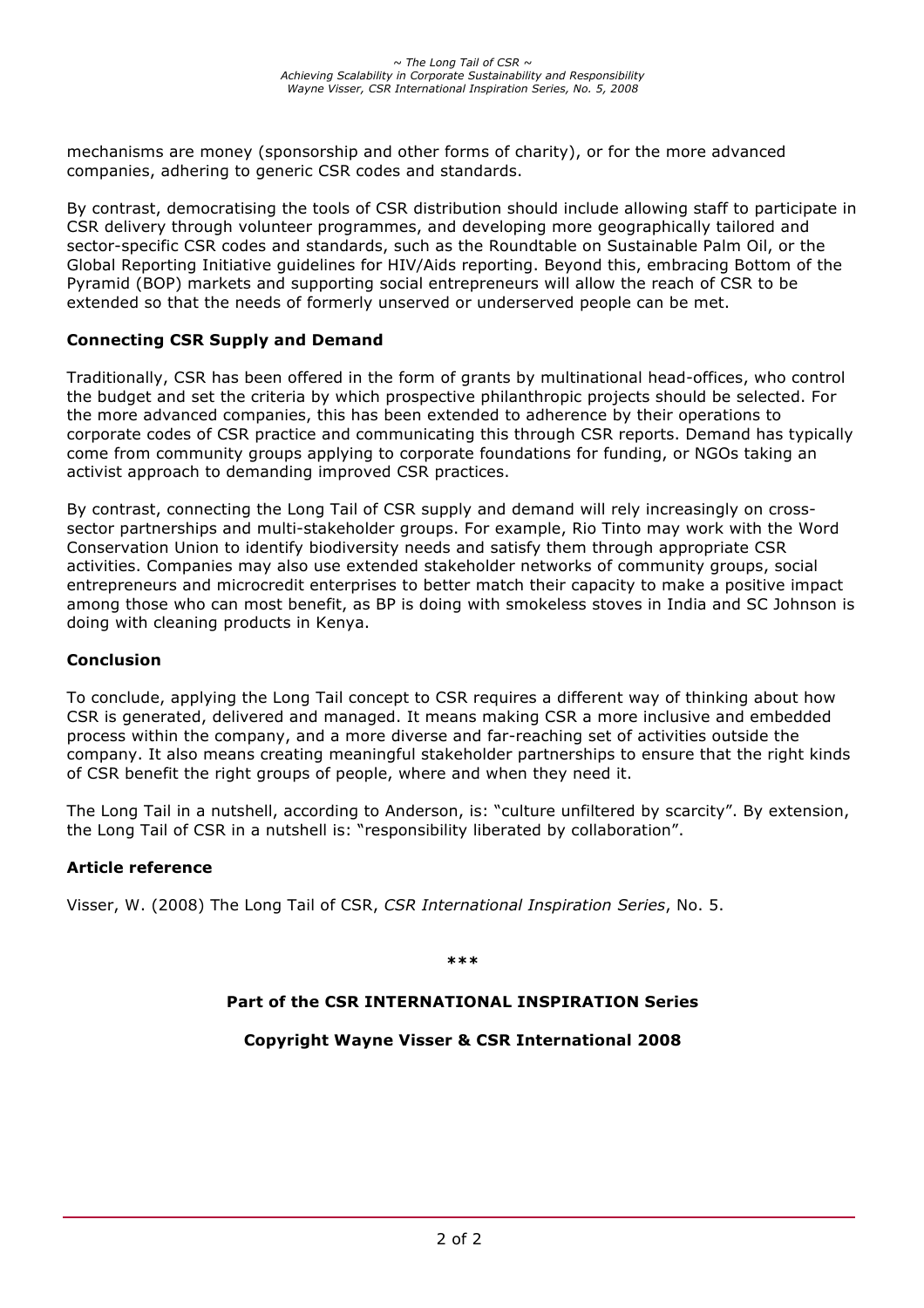mechanisms are money (sponsorship and other forms of charity), or for the more advanced companies, adhering to generic CSR codes and standards.

By contrast, democratising the tools of CSR distribution should include allowing staff to participate in CSR delivery through volunteer programmes, and developing more geographically tailored and sector-specific CSR codes and standards, such as the Roundtable on Sustainable Palm Oil, or the Global Reporting Initiative guidelines for HIV/Aids reporting. Beyond this, embracing Bottom of the Pyramid (BOP) markets and supporting social entrepreneurs will allow the reach of CSR to be extended so that the needs of formerly unserved or underserved people can be met.

### Connecting CSR Supply and Demand

Traditionally, CSR has been offered in the form of grants by multinational head-offices, who control the budget and set the criteria by which prospective philanthropic projects should be selected. For the more advanced companies, this has been extended to adherence by their operations to corporate codes of CSR practice and communicating this through CSR reports. Demand has typically come from community groups applying to corporate foundations for funding, or NGOs taking an activist approach to demanding improved CSR practices.

By contrast, connecting the Long Tail of CSR supply and demand will rely increasingly on cross-sector partnerships and multi-stakeholder groups. For example, Rio Tinto may work with the Word Conservation Union to identify biodiversity needs and satisfy them through appropriate CSR activities. Companies may also use extended stakeholder networks of community groups, social entrepreneurs and microcredit enterprises to better match their capacity to make a positive impact among those who can most benefit, as BP is doing with smokeless stoves in India and SC Johnson is doing with cleaning products in Kenya.

### Conclusion

To conclude, applying the Long Tail concept to CSR requires a different way of thinking about how CSR is generated, delivered and managed. It means making CSR a more inclusive and embedded process within the company, and a more diverse and far-reaching set of activities outside the company. It also means creating meaningful stakeholder partnerships to ensure that the right kinds of CSR benefit the right groups of people, where and when they need it.

The Long Tail in a nutshell, according to Anderson, is: "culture unfiltered by scarcity". By extension, the Long Tail of CSR in a nutshell is: "responsibility liberated by collaboration".

### Article reference

Visser, W. (2008) The Long Tail of CSR, *CSR International Inspiration Series*, No. 5.

***

**Part of the CSR INTERNATIONAL INSPIRATION Series**

**Copyright Wayne Visser & CSR International 2008**